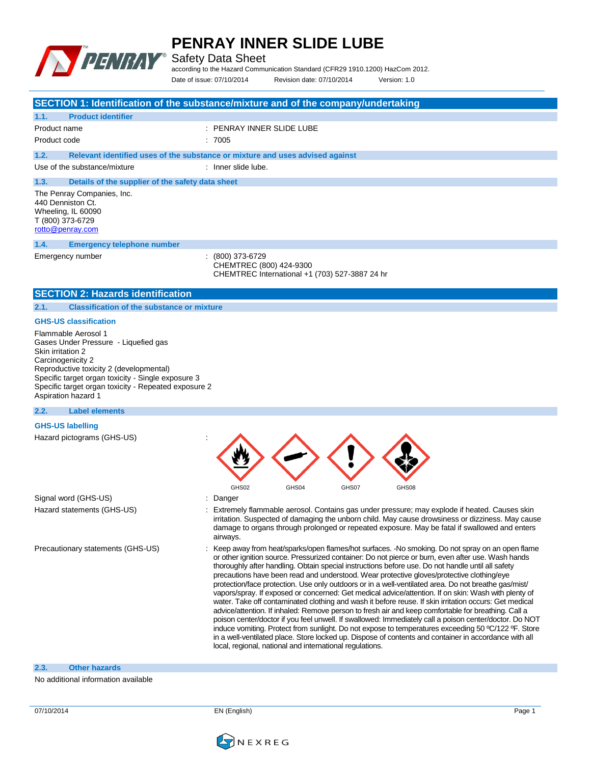# PENRAY INNER SLIDE LUBE

Safety Data Sheet

according to the Hazard Communication Standard (CFR29 1910.1200) HazCom 2012.

Date of issue: 07/10/2014 Revision date: 07/10/2014 Version: 1.0

## SECTION 1: Identification of the substance/mixture and of the company/undertaking

### 1.1. Product identifier

Product name : PENRAY INNER SLIDE LUBE

Product code : 7005

### 1.2. Relevant identified uses of the substance or mixture and uses advised against

Use of the substance/mixture : Inner slide lube.

### 1.3. Details of the supplier of the safety data sheet

The Penray Companies, Inc.
440 Denniston Ct.
Wheeling, IL 60090
T (800) 373-6729
rotto@penray.com

### 1.4. Emergency telephone number

Emergency number : (800) 373-6729
CHEMTREC (800) 424-9300
CHEMTREC International +1 (703) 527-3887 24 hr

## SECTION 2: Hazards identification

### 2.1. Classification of the substance or mixture

**GHS-US classification**

Flammable Aerosol 1
Gases Under Pressure - Liquefied gas
Skin irritation 2
Carcinogenicity 2
Reproductive toxicity 2 (developmental)
Specific target organ toxicity - Single exposure 3
Specific target organ toxicity - Repeated exposure 2
Aspiration hazard 1

### 2.2. Label elements

**GHS-US labelling**

Hazard pictograms (GHS-US) : GHS02 GHS04 GHS07 GHS08

Signal word (GHS-US) : Danger

Hazard statements (GHS-US) : Extremely flammable aerosol. Contains gas under pressure; may explode if heated. Causes skin irritation. Suspected of damaging the unborn child. May cause drowsiness or dizziness. May cause damage to organs through prolonged or repeated exposure. May be fatal if swallowed and enters airways.

Precautionary statements (GHS-US) : Keep away from heat/sparks/open flames/hot surfaces. -No smoking. Do not spray on an open flame or other ignition source. Pressurized container: Do not pierce or burn, even after use. Wash hands thoroughly after handling. Obtain special instructions before use. Do not handle until all safety precautions have been read and understood. Wear protective gloves/protective clothing/eye protection/face protection. Use only outdoors or in a well-ventilated area. Do not breathe gas/mist/vapors/spray. If exposed or concerned: Get medical advice/attention. If on skin: Wash with plenty of water. Take off contaminated clothing and wash it before reuse. If skin irritation occurs: Get medical advice/attention. If inhaled: Remove person to fresh air and keep comfortable for breathing. Call a poison center/doctor if you feel unwell. If swallowed: Immediately call a poison center/doctor. Do NOT induce vomiting. Protect from sunlight. Do not expose to temperatures exceeding 50 ºC/122 ºF. Store in a well-ventilated place. Store locked up. Dispose of contents and container in accordance with all local, regional, national and international regulations.

### 2.3. Other hazards

No additional information available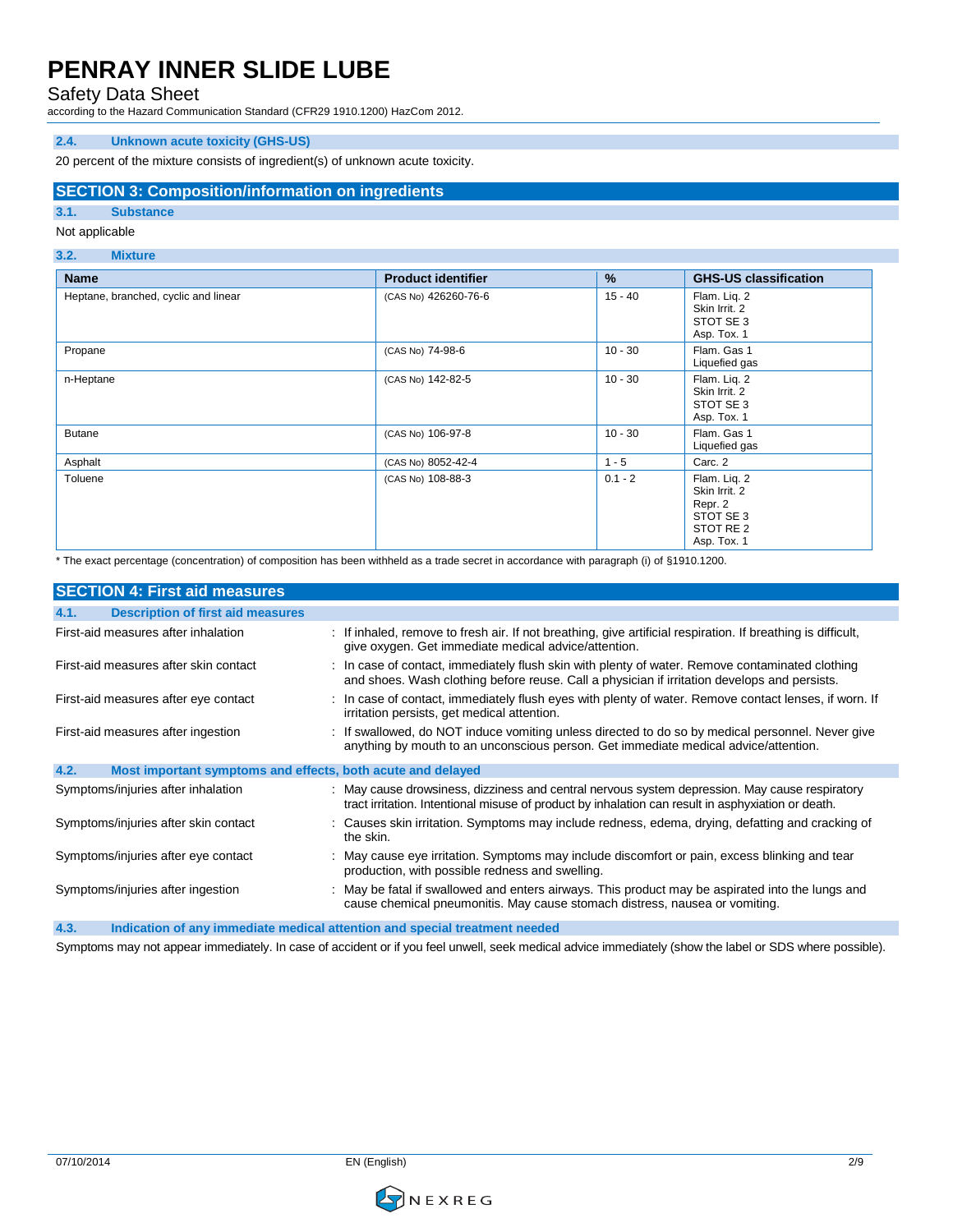### 2.4. Unknown acute toxicity (GHS-US)

20 percent of the mixture consists of ingredient(s) of unknown acute toxicity.

## SECTION 3: Composition/information on ingredients

### 3.1. Substance

Not applicable

### 3.2. Mixture

| Name | Product identifier | % | GHS-US classification |
|---|---|---|---|
| Heptane, branched, cyclic and linear | (CAS No) 426260-76-6 | 15 - 40 | Flam. Liq. 2<br>Skin Irrit. 2<br>STOT SE 3<br>Asp. Tox. 1 |
| Propane | (CAS No) 74-98-6 | 10 - 30 | Flam. Gas 1<br>Liquefied gas |
| n-Heptane | (CAS No) 142-82-5 | 10 - 30 | Flam. Liq. 2<br>Skin Irrit. 2<br>STOT SE 3<br>Asp. Tox. 1 |
| Butane | (CAS No) 106-97-8 | 10 - 30 | Flam. Gas 1<br>Liquefied gas |
| Asphalt | (CAS No) 8052-42-4 | 1 - 5 | Carc. 2 |
| Toluene | (CAS No) 108-88-3 | 0.1 - 2 | Flam. Liq. 2<br>Skin Irrit. 2<br>Repr. 2<br>STOT SE 3<br>STOT RE 2<br>Asp. Tox. 1 |

* The exact percentage (concentration) of composition has been withheld as a trade secret in accordance with paragraph (i) of §1910.1200.

## SECTION 4: First aid measures

### 4.1. Description of first aid measures

First-aid measures after inhalation : If inhaled, remove to fresh air. If not breathing, give artificial respiration. If breathing is difficult, give oxygen. Get immediate medical advice/attention.

First-aid measures after skin contact : In case of contact, immediately flush skin with plenty of water. Remove contaminated clothing and shoes. Wash clothing before reuse. Call a physician if irritation develops and persists.

First-aid measures after eye contact : In case of contact, immediately flush eyes with plenty of water. Remove contact lenses, if worn. If irritation persists, get medical attention.

First-aid measures after ingestion : If swallowed, do NOT induce vomiting unless directed to do so by medical personnel. Never give anything by mouth to an unconscious person. Get immediate medical advice/attention.

### 4.2. Most important symptoms and effects, both acute and delayed

Symptoms/injuries after inhalation : May cause drowsiness, dizziness and central nervous system depression. May cause respiratory tract irritation. Intentional misuse of product by inhalation can result in asphyxiation or death.

Symptoms/injuries after skin contact : Causes skin irritation. Symptoms may include redness, edema, drying, defatting and cracking of the skin.

Symptoms/injuries after eye contact : May cause eye irritation. Symptoms may include discomfort or pain, excess blinking and tear production, with possible redness and swelling.

Symptoms/injuries after ingestion : May be fatal if swallowed and enters airways. This product may be aspirated into the lungs and cause chemical pneumonitis. May cause stomach distress, nausea or vomiting.

### 4.3. Indication of any immediate medical attention and special treatment needed

Symptoms may not appear immediately. In case of accident or if you feel unwell, seek medical advice immediately (show the label or SDS where possible).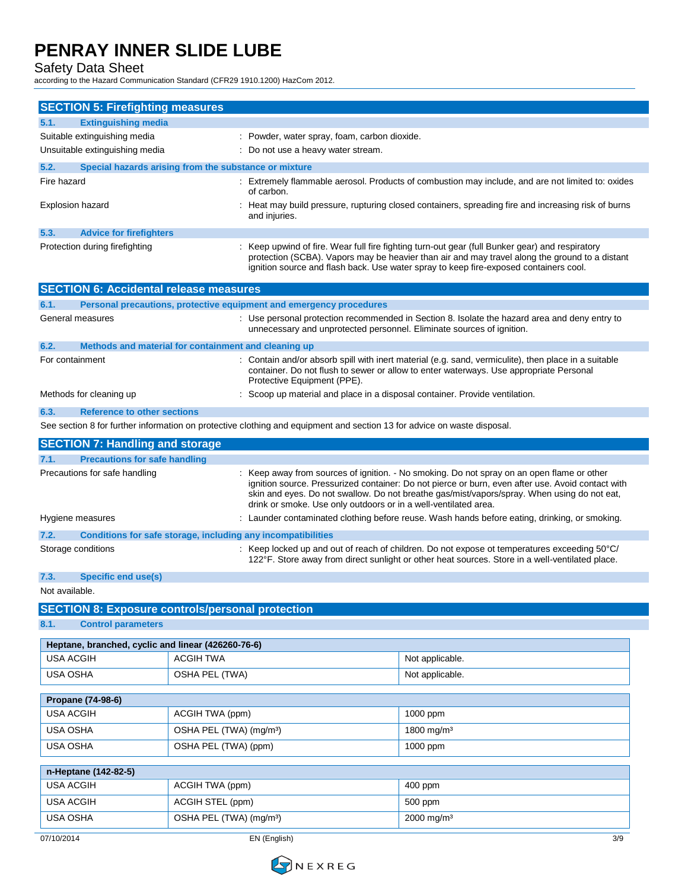## SECTION 5: Firefighting measures

### 5.1. Extinguishing media

Suitable extinguishing media : Powder, water spray, foam, carbon dioxide.

Unsuitable extinguishing media : Do not use a heavy water stream.

### 5.2. Special hazards arising from the substance or mixture

Fire hazard : Extremely flammable aerosol. Products of combustion may include, and are not limited to: oxides of carbon.

Explosion hazard : Heat may build pressure, rupturing closed containers, spreading fire and increasing risk of burns and injuries.

### 5.3. Advice for firefighters

Protection during firefighting : Keep upwind of fire. Wear full fire fighting turn-out gear (full Bunker gear) and respiratory protection (SCBA). Vapors may be heavier than air and may travel along the ground to a distant ignition source and flash back. Use water spray to keep fire-exposed containers cool.

## SECTION 6: Accidental release measures

### 6.1. Personal precautions, protective equipment and emergency procedures

General measures : Use personal protection recommended in Section 8. Isolate the hazard area and deny entry to unnecessary and unprotected personnel. Eliminate sources of ignition.

### 6.2. Methods and material for containment and cleaning up

For containment : Contain and/or absorb spill with inert material (e.g. sand, vermiculite), then place in a suitable container. Do not flush to sewer or allow to enter waterways. Use appropriate Personal Protective Equipment (PPE).

Methods for cleaning up : Scoop up material and place in a disposal container. Provide ventilation.

### 6.3. Reference to other sections

See section 8 for further information on protective clothing and equipment and section 13 for advice on waste disposal.

## SECTION 7: Handling and storage

### 7.1. Precautions for safe handling

Precautions for safe handling : Keep away from sources of ignition. - No smoking. Do not spray on an open flame or other ignition source. Pressurized container: Do not pierce or burn, even after use. Avoid contact with skin and eyes. Do not swallow. Do not breathe gas/mist/vapors/spray. When using do not eat, drink or smoke. Use only outdoors or in a well-ventilated area.

Hygiene measures : Launder contaminated clothing before reuse. Wash hands before eating, drinking, or smoking.

### 7.2. Conditions for safe storage, including any incompatibilities

Storage conditions : Keep locked up and out of reach of children. Do not expose ot temperatures exceeding 50°C/ 122°F. Store away from direct sunlight or other heat sources. Store in a well-ventilated place.

### 7.3. Specific end use(s)

Not available.

## SECTION 8: Exposure controls/personal protection

### 8.1. Control parameters

| Heptane, branched, cyclic and linear (426260-76-6) | | |
|---|---|---|
| USA ACGIH | ACGIH TWA | Not applicable. |
| USA OSHA | OSHA PEL (TWA) | Not applicable. |

| Propane (74-98-6) | | |
|---|---|---|
| USA ACGIH | ACGIH TWA (ppm) | 1000 ppm |
| USA OSHA | OSHA PEL (TWA) (mg/m³) | 1800 mg/m³ |
| USA OSHA | OSHA PEL (TWA) (ppm) | 1000 ppm |

| n-Heptane (142-82-5) | | |
|---|---|---|
| USA ACGIH | ACGIH TWA (ppm) | 400 ppm |
| USA ACGIH | ACGIH STEL (ppm) | 500 ppm |
| USA OSHA | OSHA PEL (TWA) (mg/m³) | 2000 mg/m³ |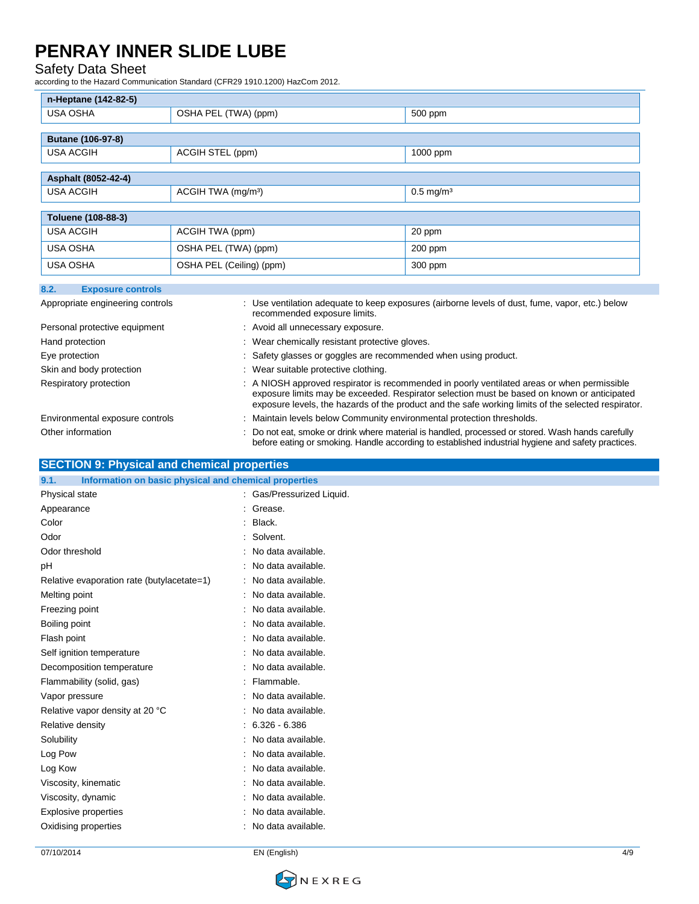| n-Heptane (142-82-5) | | |
|---|---|---|
| USA OSHA | OSHA PEL (TWA) (ppm) | 500 ppm |

| Butane (106-97-8) | | |
|---|---|---|
| USA ACGIH | ACGIH STEL (ppm) | 1000 ppm |

| Asphalt (8052-42-4) | | |
|---|---|---|
| USA ACGIH | ACGIH TWA (mg/m³) | 0.5 mg/m³ |

| Toluene (108-88-3) | | |
|---|---|---|
| USA ACGIH | ACGIH TWA (ppm) | 20 ppm |
| USA OSHA | OSHA PEL (TWA) (ppm) | 200 ppm |
| USA OSHA | OSHA PEL (Ceiling) (ppm) | 300 ppm |

### 8.2. Exposure controls

Appropriate engineering controls : Use ventilation adequate to keep exposures (airborne levels of dust, fume, vapor, etc.) below recommended exposure limits.

Personal protective equipment : Avoid all unnecessary exposure.

Hand protection : Wear chemically resistant protective gloves.

Eye protection : Safety glasses or goggles are recommended when using product.

Skin and body protection : Wear suitable protective clothing.

Respiratory protection : A NIOSH approved respirator is recommended in poorly ventilated areas or when permissible exposure limits may be exceeded. Respirator selection must be based on known or anticipated exposure levels, the hazards of the product and the safe working limits of the selected respirator.

Environmental exposure controls : Maintain levels below Community environmental protection thresholds.

Other information : Do not eat, smoke or drink where material is handled, processed or stored. Wash hands carefully before eating or smoking. Handle according to established industrial hygiene and safety practices.

## SECTION 9: Physical and chemical properties

### 9.1. Information on basic physical and chemical properties

Physical state : Gas/Pressurized Liquid.

Appearance : Grease.

Color : Black.

Odor : Solvent.

Odor threshold : No data available.

pH : No data available.

Relative evaporation rate (butylacetate=1) : No data available.

Melting point : No data available.

Freezing point : No data available.

Boiling point : No data available.

Flash point : No data available.

Self ignition temperature : No data available.

Decomposition temperature : No data available.

Flammability (solid, gas) : Flammable.

Vapor pressure : No data available.

Relative vapor density at 20 °C : No data available.

Relative density : 6.326 - 6.386

Solubility : No data available.

Log Pow : No data available.

Log Kow : No data available.

Viscosity, kinematic : No data available.

Viscosity, dynamic : No data available.

Explosive properties : No data available.

Oxidising properties : No data available.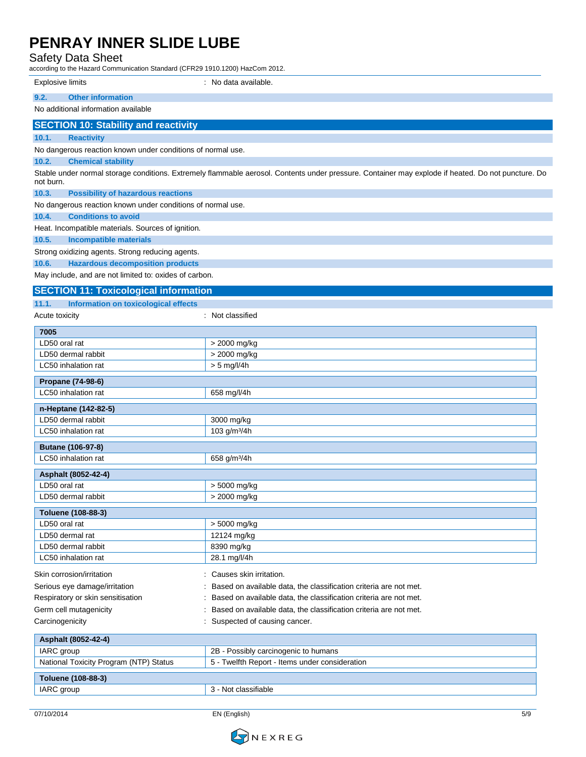Explosive limits : No data available.

### 9.2. Other information

No additional information available

## SECTION 10: Stability and reactivity

### 10.1. Reactivity

No dangerous reaction known under conditions of normal use.

### 10.2. Chemical stability

Stable under normal storage conditions. Extremely flammable aerosol. Contents under pressure. Container may explode if heated. Do not puncture. Do not burn.

### 10.3. Possibility of hazardous reactions

No dangerous reaction known under conditions of normal use.

### 10.4. Conditions to avoid

Heat. Incompatible materials. Sources of ignition.

### 10.5. Incompatible materials

Strong oxidizing agents. Strong reducing agents.

### 10.6. Hazardous decomposition products

May include, and are not limited to: oxides of carbon.

## SECTION 11: Toxicological information

### 11.1. Information on toxicological effects

Acute toxicity : Not classified

| 7005 | |
|---|---|
| LD50 oral rat | > 2000 mg/kg |
| LD50 dermal rabbit | > 2000 mg/kg |
| LC50 inhalation rat | > 5 mg/l/4h |

| Propane (74-98-6) | |
|---|---|
| LC50 inhalation rat | 658 mg/l/4h |

| n-Heptane (142-82-5) | |
|---|---|
| LD50 dermal rabbit | 3000 mg/kg |
| LC50 inhalation rat | 103 g/m³/4h |

| Butane (106-97-8) | |
|---|---|
| LC50 inhalation rat | 658 g/m³/4h |

| Asphalt (8052-42-4) | |
|---|---|
| LD50 oral rat | > 5000 mg/kg |
| LD50 dermal rabbit | > 2000 mg/kg |

| Toluene (108-88-3) | |
|---|---|
| LD50 oral rat | > 5000 mg/kg |
| LD50 dermal rat | 12124 mg/kg |
| LD50 dermal rabbit | 8390 mg/kg |
| LC50 inhalation rat | 28.1 mg/l/4h |

Skin corrosion/irritation : Causes skin irritation.

Serious eye damage/irritation : Based on available data, the classification criteria are not met.

Respiratory or skin sensitisation : Based on available data, the classification criteria are not met.

Germ cell mutagenicity : Based on available data, the classification criteria are not met.

Carcinogenicity : Suspected of causing cancer.

| Asphalt (8052-42-4) | |
|---|---|
| IARC group | 2B - Possibly carcinogenic to humans |
| National Toxicity Program (NTP) Status | 5 - Twelfth Report - Items under consideration |

| Toluene (108-88-3) | |
|---|---|
| IARC group | 3 - Not classifiable |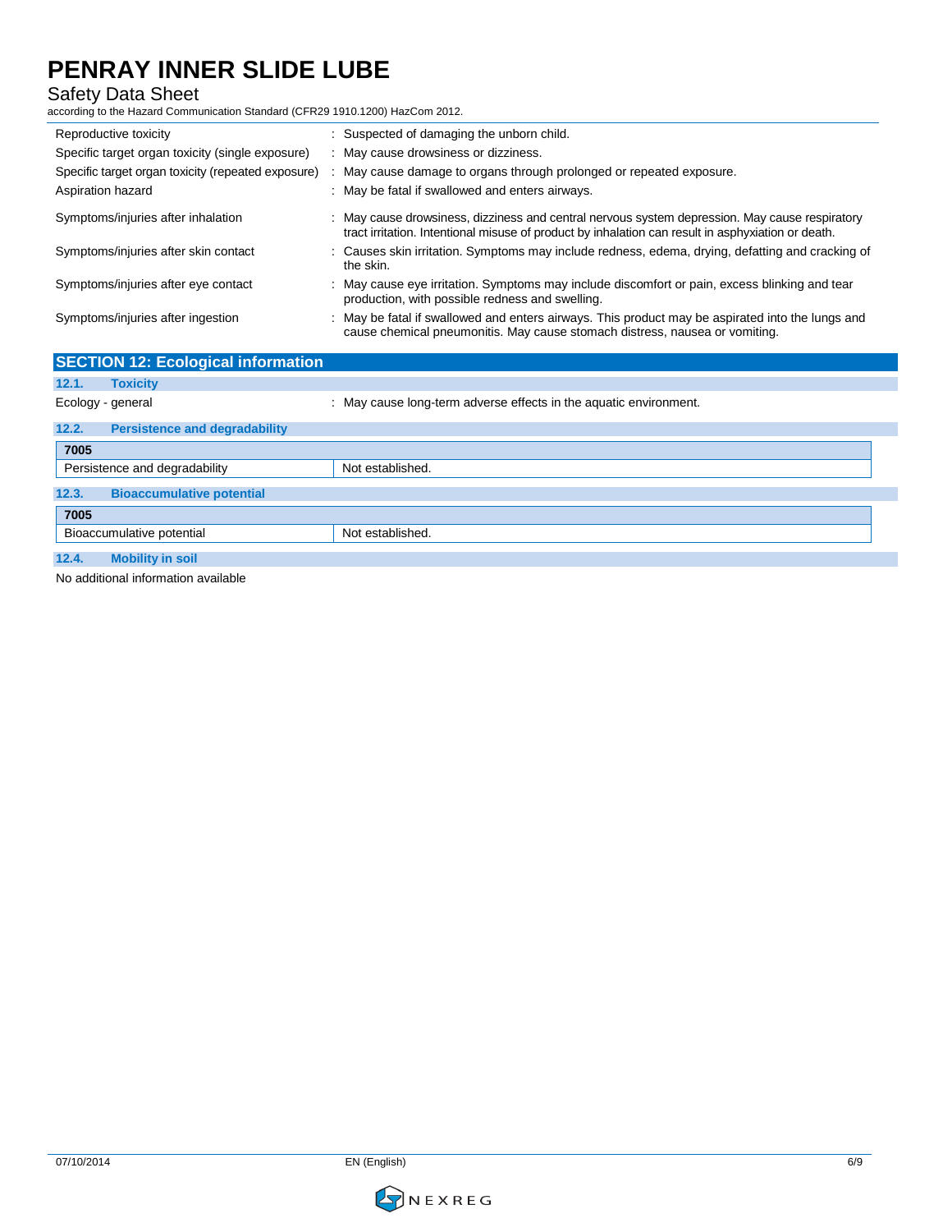| | |
|---|---|
| Reproductive toxicity | : Suspected of damaging the unborn child. |
| Specific target organ toxicity (single exposure) | : May cause drowsiness or dizziness. |
| Specific target organ toxicity (repeated exposure) | : May cause damage to organs through prolonged or repeated exposure. |
| Aspiration hazard | : May be fatal if swallowed and enters airways. |
| Symptoms/injuries after inhalation | : May cause drowsiness, dizziness and central nervous system depression. May cause respiratory tract irritation. Intentional misuse of product by inhalation can result in asphyxiation or death. |
| Symptoms/injuries after skin contact | : Causes skin irritation. Symptoms may include redness, edema, drying, defatting and cracking of the skin. |
| Symptoms/injuries after eye contact | : May cause eye irritation. Symptoms may include discomfort or pain, excess blinking and tear production, with possible redness and swelling. |
| Symptoms/injuries after ingestion | : May be fatal if swallowed and enters airways. This product may be aspirated into the lungs and cause chemical pneumonitis. May cause stomach distress, nausea or vomiting. |

## SECTION 12: Ecological information

### 12.1. Toxicity

Ecology - general : May cause long-term adverse effects in the aquatic environment.

### 12.2. Persistence and degradability

| 7005 | |
|---|---|
| Persistence and degradability | Not established. |

### 12.3. Bioaccumulative potential

| 7005 | |
|---|---|
| Bioaccumulative potential | Not established. |

### 12.4. Mobility in soil

No additional information available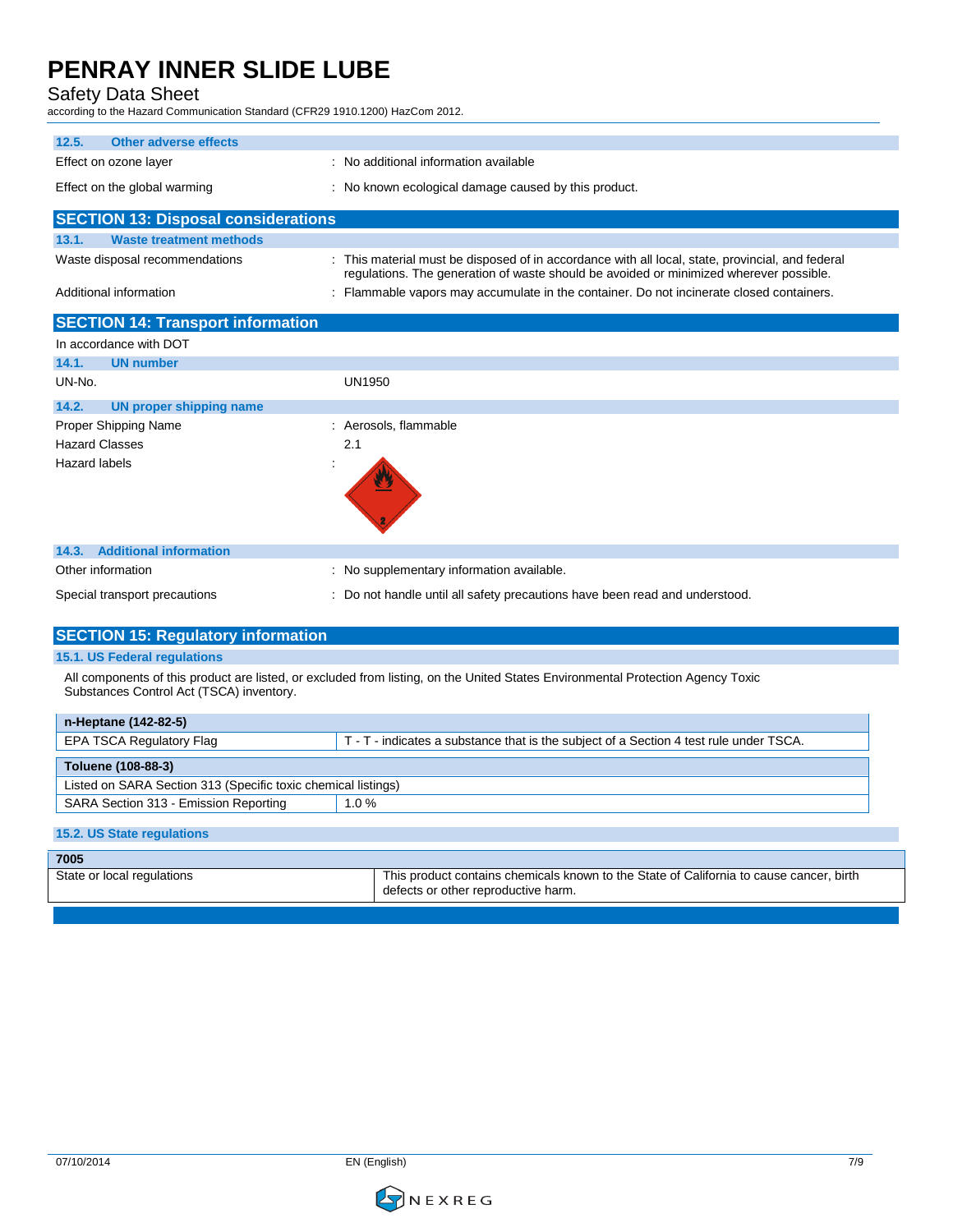### 12.5. Other adverse effects

Effect on ozone layer : No additional information available

Effect on the global warming : No known ecological damage caused by this product.

## SECTION 13: Disposal considerations

### 13.1. Waste treatment methods

Waste disposal recommendations : This material must be disposed of in accordance with all local, state, provincial, and federal regulations. The generation of waste should be avoided or minimized wherever possible.

Additional information : Flammable vapors may accumulate in the container. Do not incinerate closed containers.

## SECTION 14: Transport information

In accordance with DOT

### 14.1. UN number

UN-No. UN1950

### 14.2. UN proper shipping name

Proper Shipping Name : Aerosols, flammable

Hazard Classes 2.1

Hazard labels :

### 14.3. Additional information

Other information : No supplementary information available.

Special transport precautions : Do not handle until all safety precautions have been read and understood.

## SECTION 15: Regulatory information

### 15.1. US Federal regulations

All components of this product are listed, or excluded from listing, on the United States Environmental Protection Agency Toxic Substances Control Act (TSCA) inventory.

| **n-Heptane (142-82-5)** | |
|---|---|
| EPA TSCA Regulatory Flag | T - T - indicates a substance that is the subject of a Section 4 test rule under TSCA. |

| **Toluene (108-88-3)** | |
|---|---|
| Listed on SARA Section 313 (Specific toxic chemical listings) | |
| SARA Section 313 - Emission Reporting | 1.0 % |

### 15.2. US State regulations

| **7005** | |
|---|---|
| State or local regulations | This product contains chemicals known to the State of California to cause cancer, birth defects or other reproductive harm. |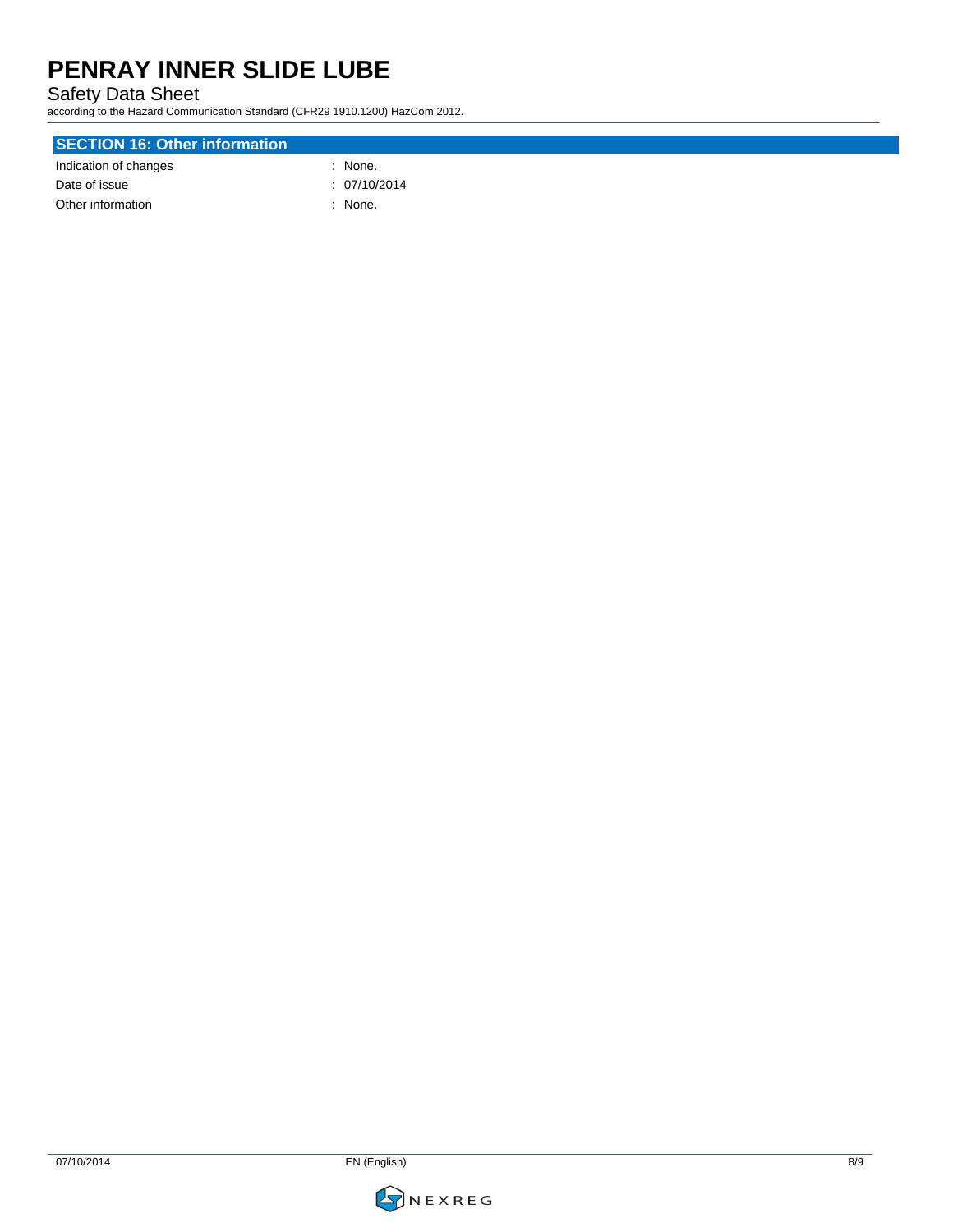## SECTION 16: Other information

| | |
|---|---|
| Indication of changes | : None. |
| Date of issue | : 07/10/2014 |
| Other information | : None. |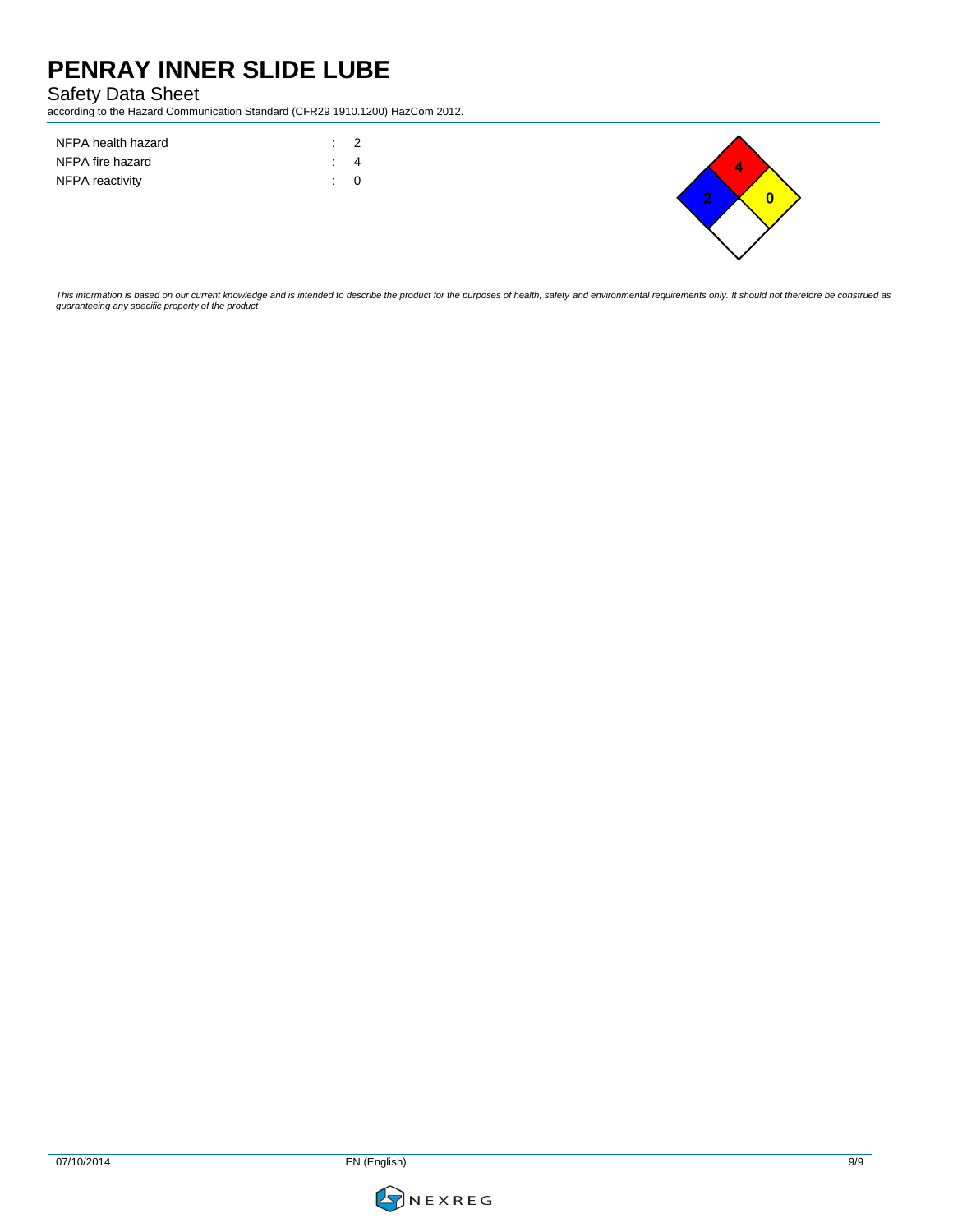NFPA health hazard : 2

NFPA fire hazard : 4

NFPA reactivity : 0

*This information is based on our current knowledge and is intended to describe the product for the purposes of health, safety and environmental requirements only. It should not therefore be construed as guaranteeing any specific property of the product*